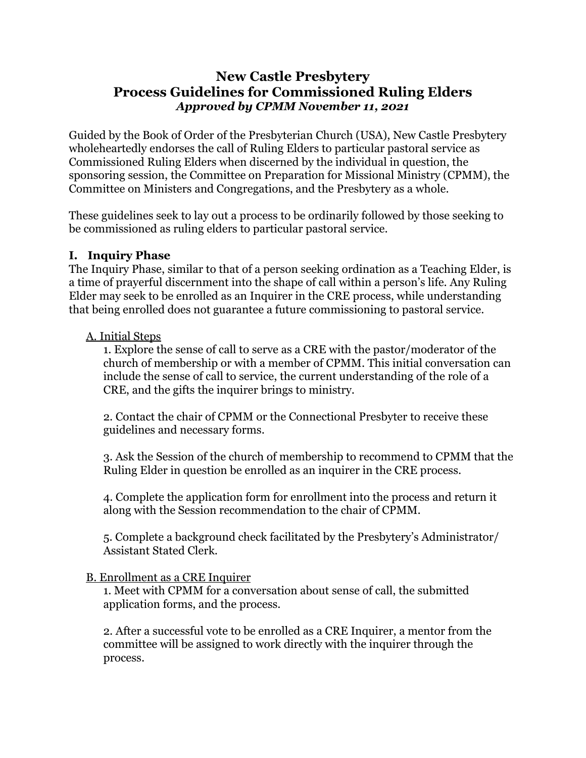# New Castle Presbytery
# Process Guidelines for Commissioned Ruling Elders
***Approved by CPMM November 11, 2021***

Guided by the Book of Order of the Presbyterian Church (USA), New Castle Presbytery wholeheartedly endorses the call of Ruling Elders to particular pastoral service as Commissioned Ruling Elders when discerned by the individual in question, the sponsoring session, the Committee on Preparation for Missional Ministry (CPMM), the Committee on Ministers and Congregations, and the Presbytery as a whole.

These guidelines seek to lay out a process to be ordinarily followed by those seeking to be commissioned as ruling elders to particular pastoral service.

## I. Inquiry Phase

The Inquiry Phase, similar to that of a person seeking ordination as a Teaching Elder, is a time of prayerful discernment into the shape of call within a person's life. Any Ruling Elder may seek to be enrolled as an Inquirer in the CRE process, while understanding that being enrolled does not guarantee a future commissioning to pastoral service.

<u>A. Initial Steps</u>

1. Explore the sense of call to serve as a CRE with the pastor/moderator of the church of membership or with a member of CPMM. This initial conversation can include the sense of call to service, the current understanding of the role of a CRE, and the gifts the inquirer brings to ministry.

2. Contact the chair of CPMM or the Connectional Presbyter to receive these guidelines and necessary forms.

3. Ask the Session of the church of membership to recommend to CPMM that the Ruling Elder in question be enrolled as an inquirer in the CRE process.

4. Complete the application form for enrollment into the process and return it along with the Session recommendation to the chair of CPMM.

5. Complete a background check facilitated by the Presbytery's Administrator/ Assistant Stated Clerk.

<u>B. Enrollment as a CRE Inquirer</u>

1. Meet with CPMM for a conversation about sense of call, the submitted application forms, and the process.

2. After a successful vote to be enrolled as a CRE Inquirer, a mentor from the committee will be assigned to work directly with the inquirer through the process.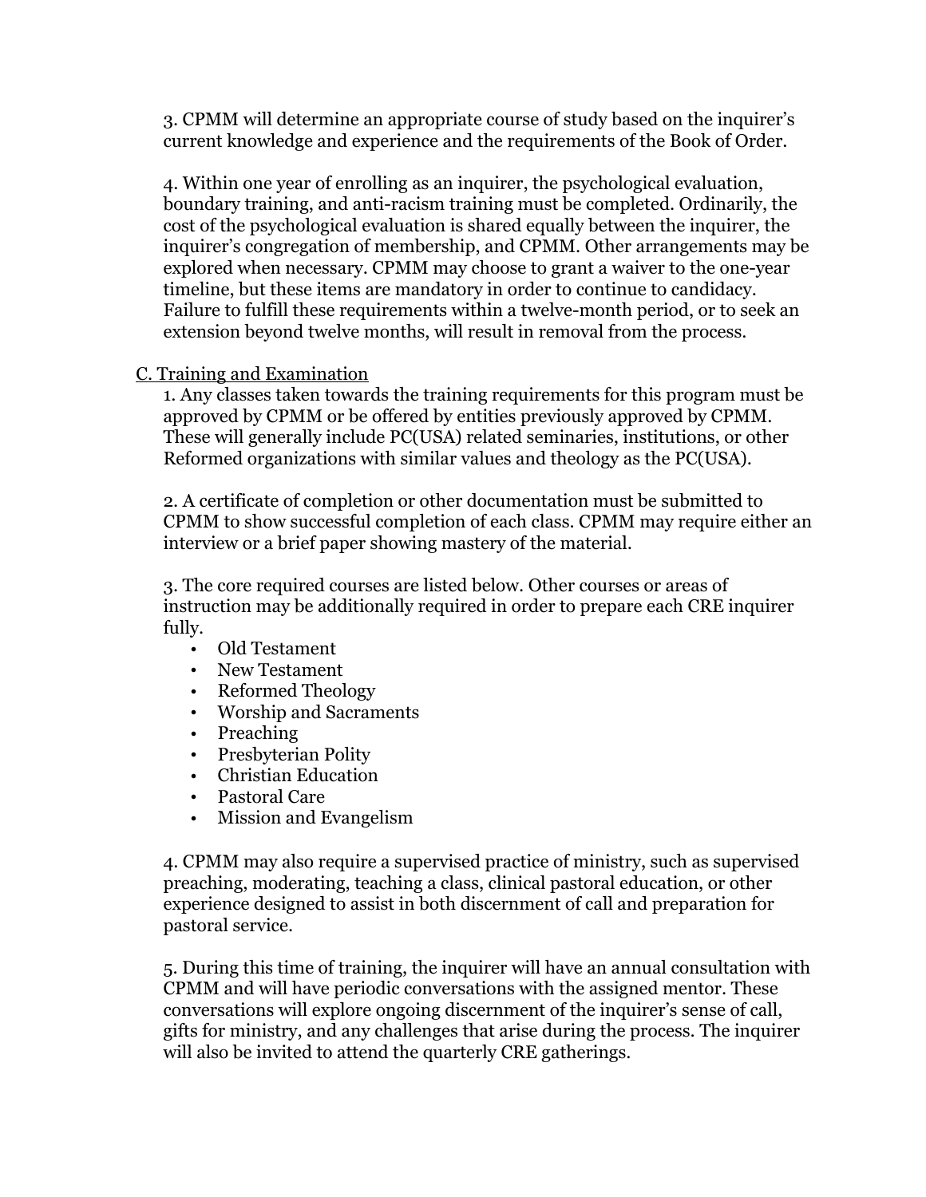3. CPMM will determine an appropriate course of study based on the inquirer's current knowledge and experience and the requirements of the Book of Order.

4. Within one year of enrolling as an inquirer, the psychological evaluation, boundary training, and anti-racism training must be completed. Ordinarily, the cost of the psychological evaluation is shared equally between the inquirer, the inquirer's congregation of membership, and CPMM. Other arrangements may be explored when necessary. CPMM may choose to grant a waiver to the one-year timeline, but these items are mandatory in order to continue to candidacy. Failure to fulfill these requirements within a twelve-month period, or to seek an extension beyond twelve months, will result in removal from the process.

<u>C. Training and Examination</u>

1. Any classes taken towards the training requirements for this program must be approved by CPMM or be offered by entities previously approved by CPMM. These will generally include PC(USA) related seminaries, institutions, or other Reformed organizations with similar values and theology as the PC(USA).

2. A certificate of completion or other documentation must be submitted to CPMM to show successful completion of each class. CPMM may require either an interview or a brief paper showing mastery of the material.

3. The core required courses are listed below. Other courses or areas of instruction may be additionally required in order to prepare each CRE inquirer fully.

- Old Testament
- New Testament
- Reformed Theology
- Worship and Sacraments
- Preaching
- Presbyterian Polity
- Christian Education
- Pastoral Care
- Mission and Evangelism

4. CPMM may also require a supervised practice of ministry, such as supervised preaching, moderating, teaching a class, clinical pastoral education, or other experience designed to assist in both discernment of call and preparation for pastoral service.

5. During this time of training, the inquirer will have an annual consultation with CPMM and will have periodic conversations with the assigned mentor. These conversations will explore ongoing discernment of the inquirer's sense of call, gifts for ministry, and any challenges that arise during the process. The inquirer will also be invited to attend the quarterly CRE gatherings.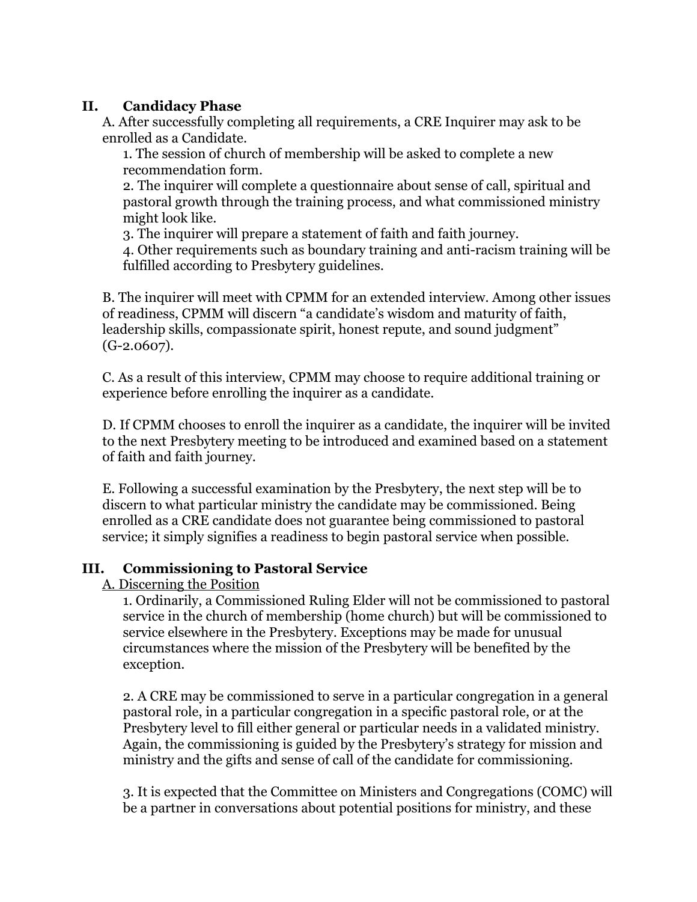## II. Candidacy Phase

A. After successfully completing all requirements, a CRE Inquirer may ask to be enrolled as a Candidate.

1. The session of church of membership will be asked to complete a new recommendation form.
2. The inquirer will complete a questionnaire about sense of call, spiritual and pastoral growth through the training process, and what commissioned ministry might look like.
3. The inquirer will prepare a statement of faith and faith journey.
4. Other requirements such as boundary training and anti-racism training will be fulfilled according to Presbytery guidelines.

B. The inquirer will meet with CPMM for an extended interview. Among other issues of readiness, CPMM will discern "a candidate's wisdom and maturity of faith, leadership skills, compassionate spirit, honest repute, and sound judgment" (G-2.0607).

C. As a result of this interview, CPMM may choose to require additional training or experience before enrolling the inquirer as a candidate.

D. If CPMM chooses to enroll the inquirer as a candidate, the inquirer will be invited to the next Presbytery meeting to be introduced and examined based on a statement of faith and faith journey.

E. Following a successful examination by the Presbytery, the next step will be to discern to what particular ministry the candidate may be commissioned. Being enrolled as a CRE candidate does not guarantee being commissioned to pastoral service; it simply signifies a readiness to begin pastoral service when possible.

## III. Commissioning to Pastoral Service

A. Discerning the Position

1. Ordinarily, a Commissioned Ruling Elder will not be commissioned to pastoral service in the church of membership (home church) but will be commissioned to service elsewhere in the Presbytery. Exceptions may be made for unusual circumstances where the mission of the Presbytery will be benefited by the exception.

2. A CRE may be commissioned to serve in a particular congregation in a general pastoral role, in a particular congregation in a specific pastoral role, or at the Presbytery level to fill either general or particular needs in a validated ministry. Again, the commissioning is guided by the Presbytery's strategy for mission and ministry and the gifts and sense of call of the candidate for commissioning.

3. It is expected that the Committee on Ministers and Congregations (COMC) will be a partner in conversations about potential positions for ministry, and these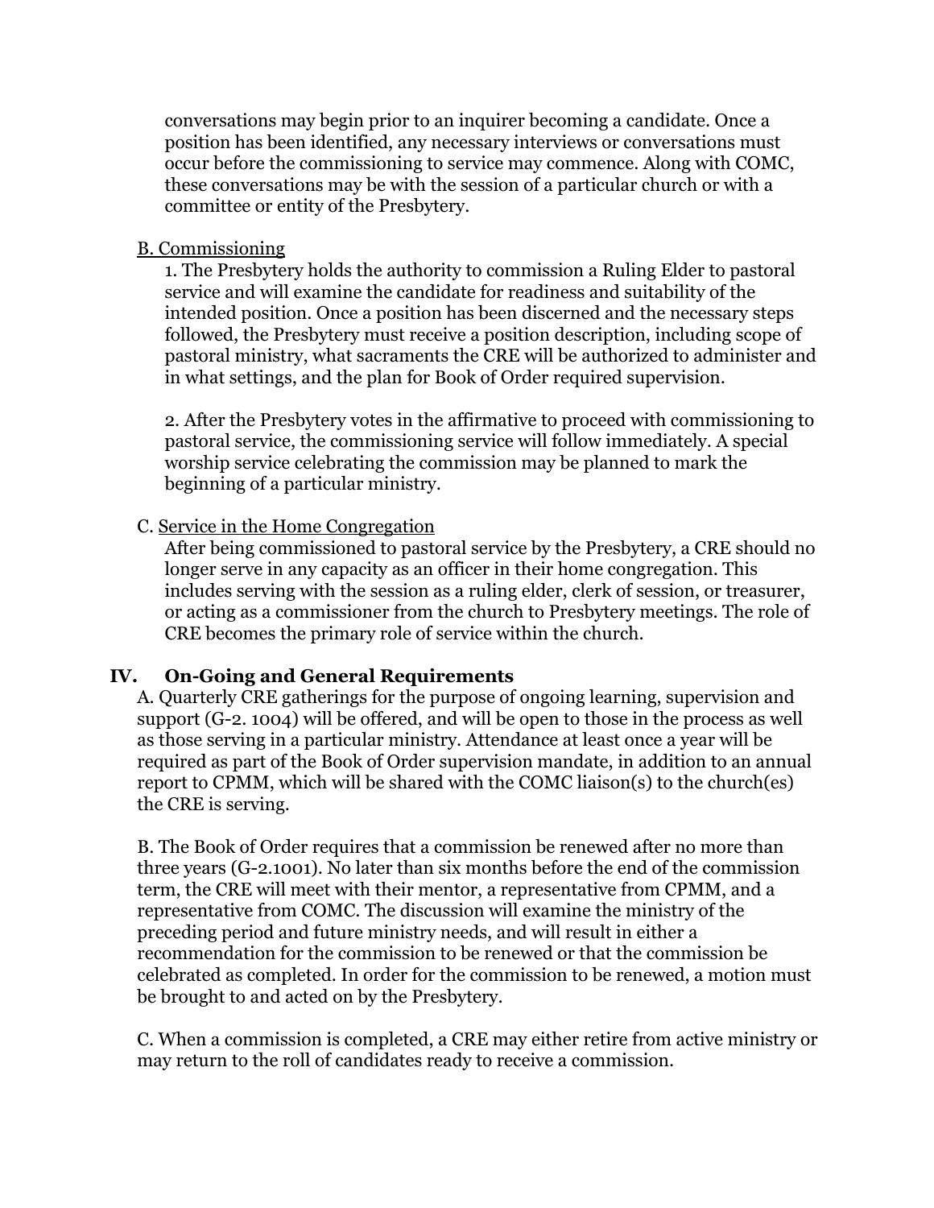conversations may begin prior to an inquirer becoming a candidate. Once a position has been identified, any necessary interviews or conversations must occur before the commissioning to service may commence. Along with COMC, these conversations may be with the session of a particular church or with a committee or entity of the Presbytery.

<u>B. Commissioning</u>

1. The Presbytery holds the authority to commission a Ruling Elder to pastoral service and will examine the candidate for readiness and suitability of the intended position. Once a position has been discerned and the necessary steps followed, the Presbytery must receive a position description, including scope of pastoral ministry, what sacraments the CRE will be authorized to administer and in what settings, and the plan for Book of Order required supervision.

2. After the Presbytery votes in the affirmative to proceed with commissioning to pastoral service, the commissioning service will follow immediately. A special worship service celebrating the commission may be planned to mark the beginning of a particular ministry.

C. <u>Service in the Home Congregation</u>

After being commissioned to pastoral service by the Presbytery, a CRE should no longer serve in any capacity as an officer in their home congregation. This includes serving with the session as a ruling elder, clerk of session, or treasurer, or acting as a commissioner from the church to Presbytery meetings. The role of CRE becomes the primary role of service within the church.

## IV. On-Going and General Requirements

A. Quarterly CRE gatherings for the purpose of ongoing learning, supervision and support (G-2. 1004) will be offered, and will be open to those in the process as well as those serving in a particular ministry. Attendance at least once a year will be required as part of the Book of Order supervision mandate, in addition to an annual report to CPMM, which will be shared with the COMC liaison(s) to the church(es) the CRE is serving.

B. The Book of Order requires that a commission be renewed after no more than three years (G-2.1001). No later than six months before the end of the commission term, the CRE will meet with their mentor, a representative from CPMM, and a representative from COMC. The discussion will examine the ministry of the preceding period and future ministry needs, and will result in either a recommendation for the commission to be renewed or that the commission be celebrated as completed. In order for the commission to be renewed, a motion must be brought to and acted on by the Presbytery.

C. When a commission is completed, a CRE may either retire from active ministry or may return to the roll of candidates ready to receive a commission.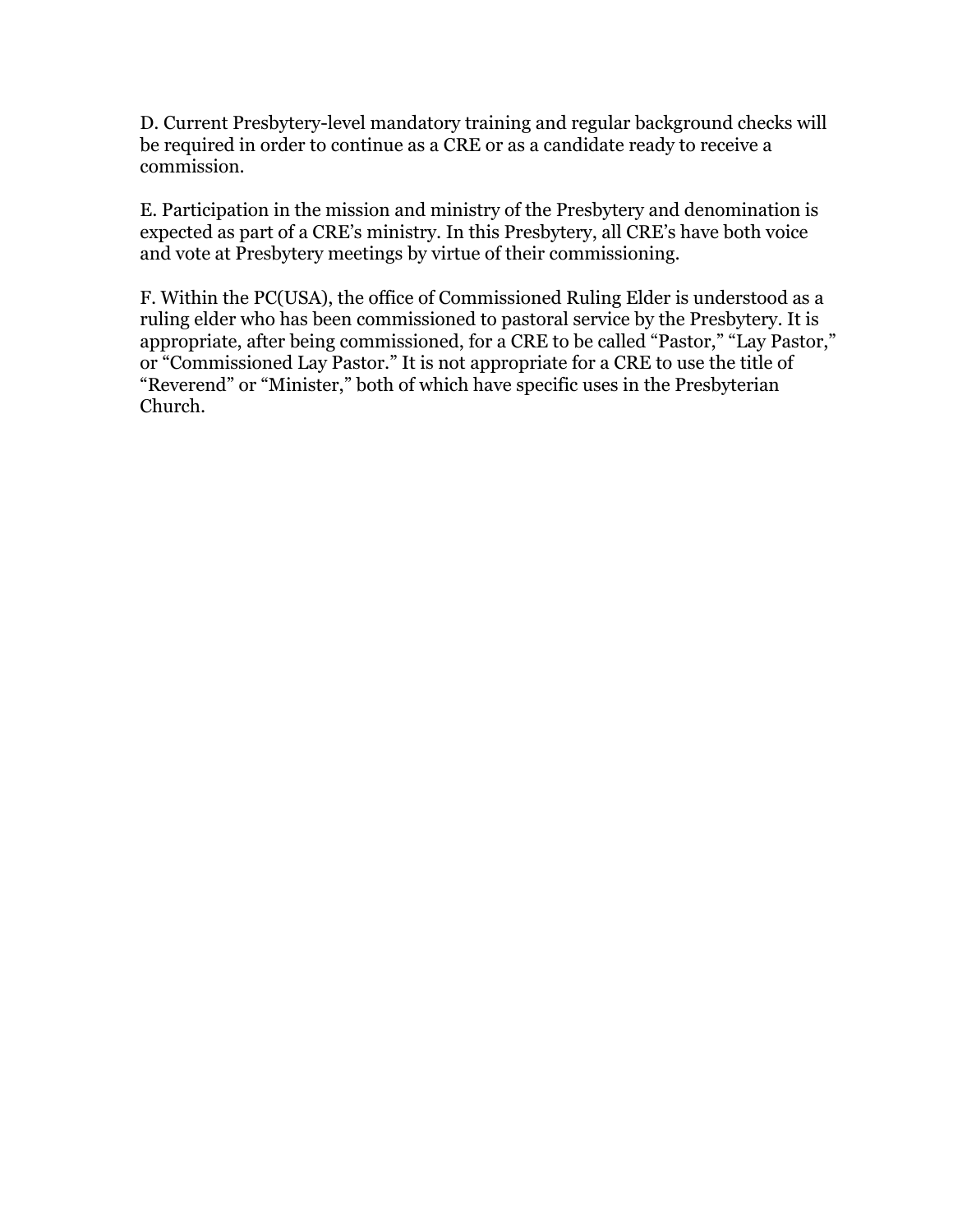D. Current Presbytery-level mandatory training and regular background checks will be required in order to continue as a CRE or as a candidate ready to receive a commission.

E. Participation in the mission and ministry of the Presbytery and denomination is expected as part of a CRE's ministry. In this Presbytery, all CRE's have both voice and vote at Presbytery meetings by virtue of their commissioning.

F. Within the PC(USA), the office of Commissioned Ruling Elder is understood as a ruling elder who has been commissioned to pastoral service by the Presbytery. It is appropriate, after being commissioned, for a CRE to be called "Pastor," "Lay Pastor," or "Commissioned Lay Pastor." It is not appropriate for a CRE to use the title of "Reverend" or "Minister," both of which have specific uses in the Presbyterian Church.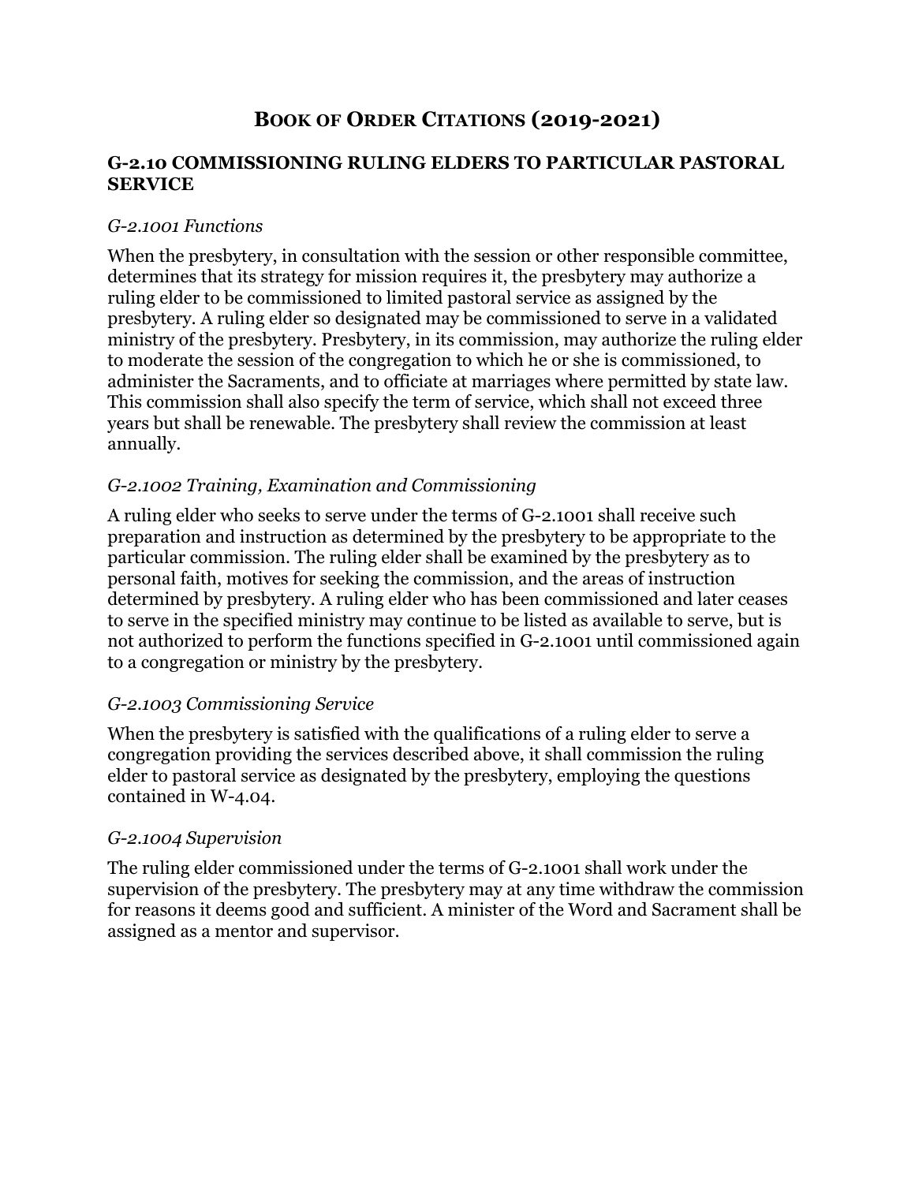# Book of Order Citations (2019-2021)

## G-2.10 COMMISSIONING RULING ELDERS TO PARTICULAR PASTORAL SERVICE

### *G-2.1001 Functions*

When the presbytery, in consultation with the session or other responsible committee, determines that its strategy for mission requires it, the presbytery may authorize a ruling elder to be commissioned to limited pastoral service as assigned by the presbytery. A ruling elder so designated may be commissioned to serve in a validated ministry of the presbytery. Presbytery, in its commission, may authorize the ruling elder to moderate the session of the congregation to which he or she is commissioned, to administer the Sacraments, and to officiate at marriages where permitted by state law. This commission shall also specify the term of service, which shall not exceed three years but shall be renewable. The presbytery shall review the commission at least annually.

### *G-2.1002 Training, Examination and Commissioning*

A ruling elder who seeks to serve under the terms of G-2.1001 shall receive such preparation and instruction as determined by the presbytery to be appropriate to the particular commission. The ruling elder shall be examined by the presbytery as to personal faith, motives for seeking the commission, and the areas of instruction determined by presbytery. A ruling elder who has been commissioned and later ceases to serve in the specified ministry may continue to be listed as available to serve, but is not authorized to perform the functions specified in G-2.1001 until commissioned again to a congregation or ministry by the presbytery.

### *G-2.1003 Commissioning Service*

When the presbytery is satisfied with the qualifications of a ruling elder to serve a congregation providing the services described above, it shall commission the ruling elder to pastoral service as designated by the presbytery, employing the questions contained in W-4.04.

### *G-2.1004 Supervision*

The ruling elder commissioned under the terms of G-2.1001 shall work under the supervision of the presbytery. The presbytery may at any time withdraw the commission for reasons it deems good and sufficient. A minister of the Word and Sacrament shall be assigned as a mentor and supervisor.